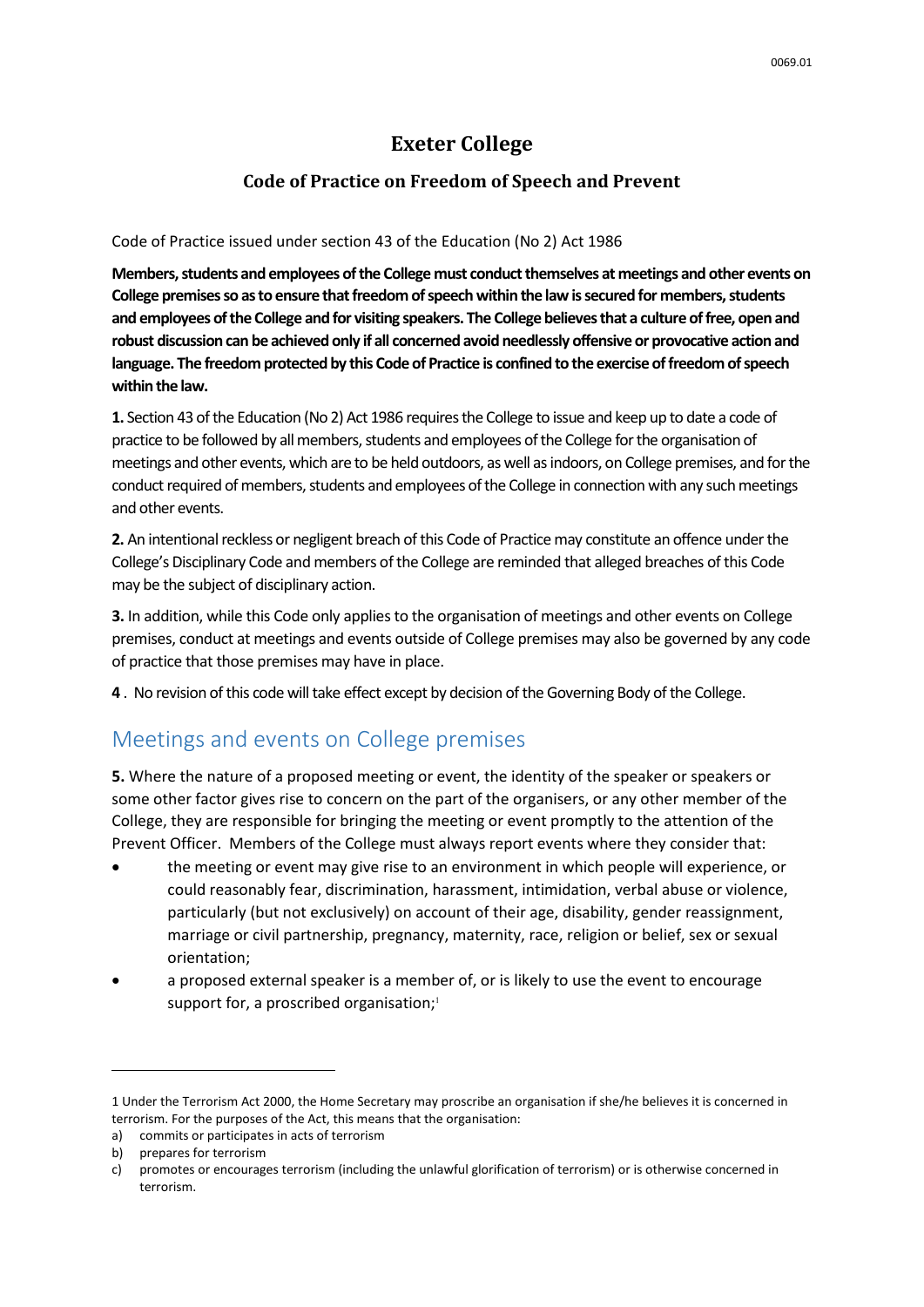# Exeter College

## Code of Practice on Freedom of Speech and Prevent

Code of Practice issued under section 43 of the Education (No 2) Act 1986

**Members, students and employees of the College must conduct themselves at meetings and other events on College premises so as to ensure that freedom of speech within the law is secured for members, students and employees of the College and for visiting speakers. The College believes that a culture of free, open and robust discussion can be achieved only if all concerned avoid needlessly offensive or provocative action and language. The freedom protected by this Code of Practice is confined to the exercise of freedom of speech within the law.**

**1.** Section 43 of the Education (No 2) Act 1986 requires the College to issue and keep up to date a code of practice to be followed by all members, students and employees of the College for the organisation of meetings and other events, which are to be held outdoors, as well as indoors, on College premises, and for the conduct required of members, students and employees of the College in connection with any such meetings and other events.

**2.** An intentional reckless or negligent breach of this Code of Practice may constitute an offence under the College's Disciplinary Code and members of the College are reminded that alleged breaches of this Code may be the subject of disciplinary action.

**3.** In addition, while this Code only applies to the organisation of meetings and other events on College premises, conduct at meetings and events outside of College premises may also be governed by any code of practice that those premises may have in place.

**4** . No revision of this code will take effect except by decision of the Governing Body of the College.

## Meetings and events on College premises

**5.** Where the nature of a proposed meeting or event, the identity of the speaker or speakers or some other factor gives rise to concern on the part of the organisers, or any other member of the College, they are responsible for bringing the meeting or event promptly to the attention of the Prevent Officer. Members of the College must always report events where they consider that:

- the meeting or event may give rise to an environment in which people will experience, or could reasonably fear, discrimination, harassment, intimidation, verbal abuse or violence, particularly (but not exclusively) on account of their age, disability, gender reassignment, marriage or civil partnership, pregnancy, maternity, race, religion or belief, sex or sexual orientation;
- a proposed external speaker is a member of, or is likely to use the event to encourage support for, a proscribed organisation;[1]

---

1 Under the Terrorism Act 2000, the Home Secretary may proscribe an organisation if she/he believes it is concerned in terrorism. For the purposes of the Act, this means that the organisation:

a) commits or participates in acts of terrorism
b) prepares for terrorism
c) promotes or encourages terrorism (including the unlawful glorification of terrorism) or is otherwise concerned in terrorism.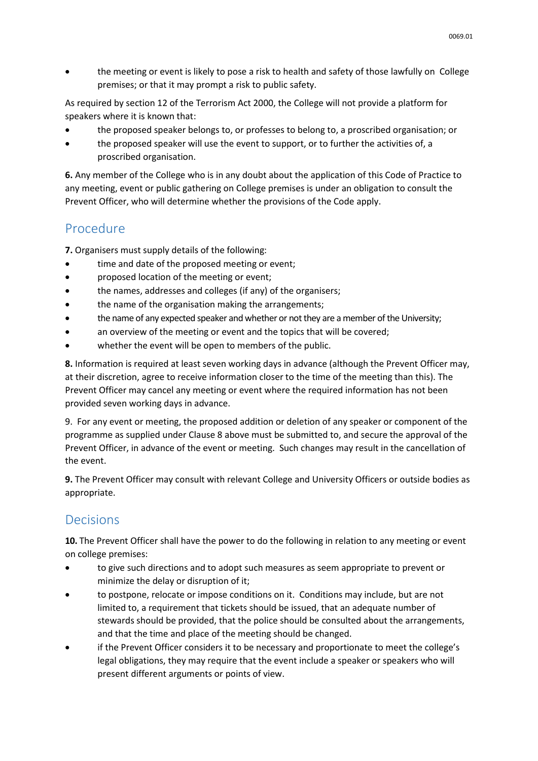- the meeting or event is likely to pose a risk to health and safety of those lawfully on College premises; or that it may prompt a risk to public safety.

As required by section 12 of the Terrorism Act 2000, the College will not provide a platform for speakers where it is known that:

- the proposed speaker belongs to, or professes to belong to, a proscribed organisation; or
- the proposed speaker will use the event to support, or to further the activities of, a proscribed organisation.

**6.** Any member of the College who is in any doubt about the application of this Code of Practice to any meeting, event or public gathering on College premises is under an obligation to consult the Prevent Officer, who will determine whether the provisions of the Code apply.

## Procedure

**7.** Organisers must supply details of the following:

- time and date of the proposed meeting or event;
- proposed location of the meeting or event;
- the names, addresses and colleges (if any) of the organisers;
- the name of the organisation making the arrangements;
- the name of any expected speaker and whether or not they are a member of the University;
- an overview of the meeting or event and the topics that will be covered;
- whether the event will be open to members of the public.

**8.** Information is required at least seven working days in advance (although the Prevent Officer may, at their discretion, agree to receive information closer to the time of the meeting than this). The Prevent Officer may cancel any meeting or event where the required information has not been provided seven working days in advance.

9. For any event or meeting, the proposed addition or deletion of any speaker or component of the programme as supplied under Clause 8 above must be submitted to, and secure the approval of the Prevent Officer, in advance of the event or meeting. Such changes may result in the cancellation of the event.

**9.** The Prevent Officer may consult with relevant College and University Officers or outside bodies as appropriate.

## Decisions

**10.** The Prevent Officer shall have the power to do the following in relation to any meeting or event on college premises:

- to give such directions and to adopt such measures as seem appropriate to prevent or minimize the delay or disruption of it;
- to postpone, relocate or impose conditions on it. Conditions may include, but are not limited to, a requirement that tickets should be issued, that an adequate number of stewards should be provided, that the police should be consulted about the arrangements, and that the time and place of the meeting should be changed.
- if the Prevent Officer considers it to be necessary and proportionate to meet the college's legal obligations, they may require that the event include a speaker or speakers who will present different arguments or points of view.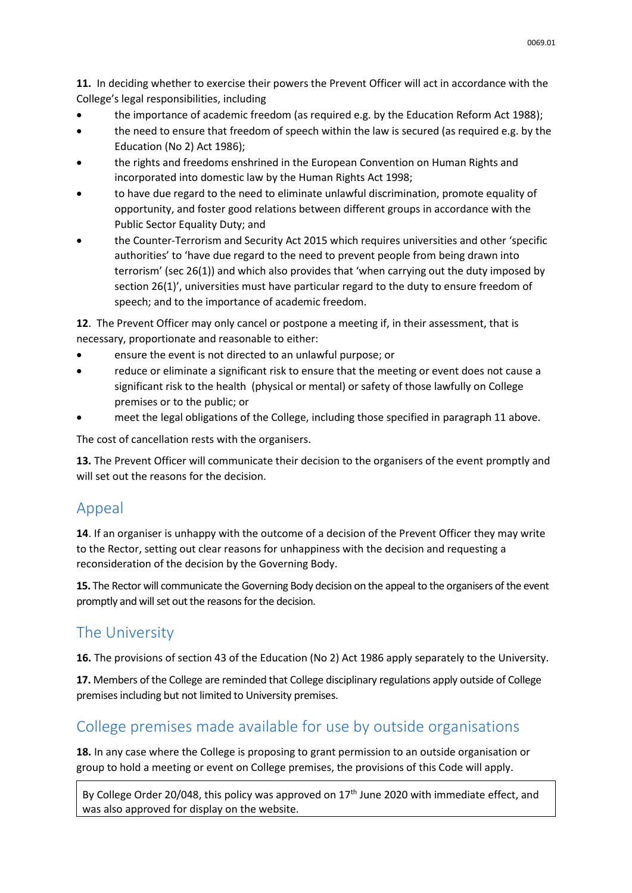**11.** In deciding whether to exercise their powers the Prevent Officer will act in accordance with the College's legal responsibilities, including

- the importance of academic freedom (as required e.g. by the Education Reform Act 1988);
- the need to ensure that freedom of speech within the law is secured (as required e.g. by the Education (No 2) Act 1986);
- the rights and freedoms enshrined in the European Convention on Human Rights and incorporated into domestic law by the Human Rights Act 1998;
- to have due regard to the need to eliminate unlawful discrimination, promote equality of opportunity, and foster good relations between different groups in accordance with the Public Sector Equality Duty; and
- the Counter-Terrorism and Security Act 2015 which requires universities and other 'specific authorities' to 'have due regard to the need to prevent people from being drawn into terrorism' (sec 26(1)) and which also provides that 'when carrying out the duty imposed by section 26(1)', universities must have particular regard to the duty to ensure freedom of speech; and to the importance of academic freedom.

**12**. The Prevent Officer may only cancel or postpone a meeting if, in their assessment, that is necessary, proportionate and reasonable to either:

- ensure the event is not directed to an unlawful purpose; or
- reduce or eliminate a significant risk to ensure that the meeting or event does not cause a significant risk to the health (physical or mental) or safety of those lawfully on College premises or to the public; or
- meet the legal obligations of the College, including those specified in paragraph 11 above.

The cost of cancellation rests with the organisers.

**13.** The Prevent Officer will communicate their decision to the organisers of the event promptly and will set out the reasons for the decision.

## Appeal

**14**. If an organiser is unhappy with the outcome of a decision of the Prevent Officer they may write to the Rector, setting out clear reasons for unhappiness with the decision and requesting a reconsideration of the decision by the Governing Body.

**15.** The Rector will communicate the Governing Body decision on the appeal to the organisers of the event promptly and will set out the reasons for the decision.

## The University

**16.** The provisions of section 43 of the Education (No 2) Act 1986 apply separately to the University.

**17.** Members of the College are reminded that College disciplinary regulations apply outside of College premises including but not limited to University premises.

## College premises made available for use by outside organisations

**18.** In any case where the College is proposing to grant permission to an outside organisation or group to hold a meeting or event on College premises, the provisions of this Code will apply.

By College Order 20/048, this policy was approved on 17th June 2020 with immediate effect, and was also approved for display on the website.